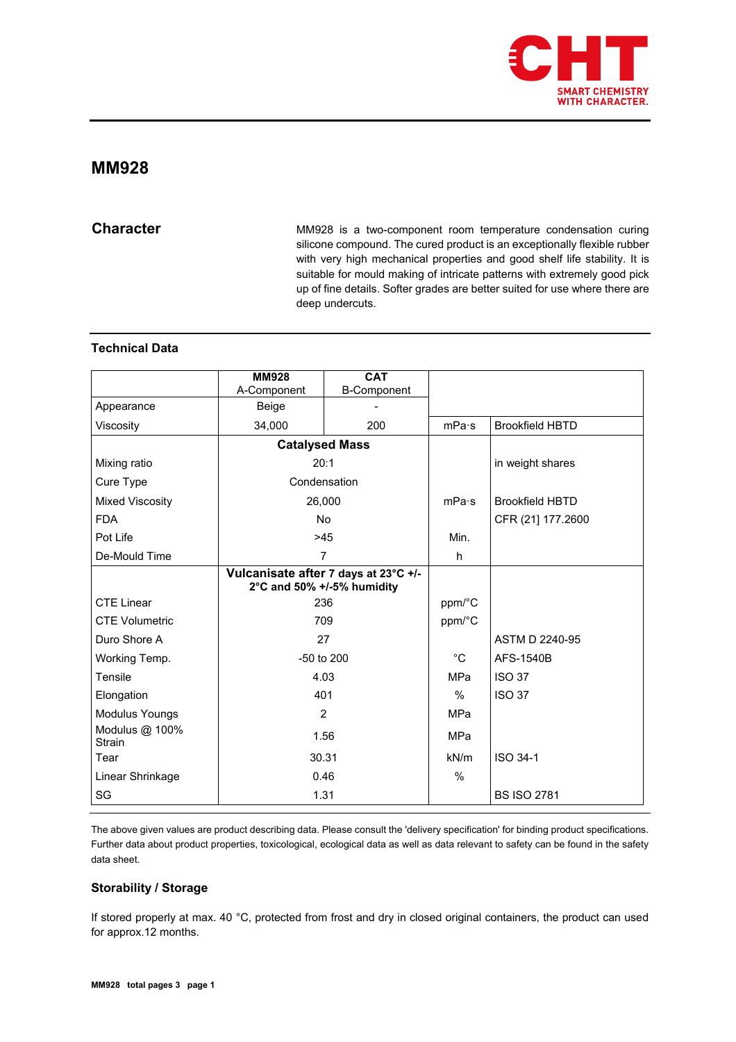# MM928

## Character

MM928 is a two-component room temperature condensation curing silicone compound. The cured product is an exceptionally flexible rubber with very high mechanical properties and good shelf life stability. It is suitable for mould making of intricate patterns with extremely good pick up of fine details. Softer grades are better suited for use where there are deep undercuts.

## Technical Data

| | **MM928** A-Component | **CAT** B-Component | | |
|---|---|---|---|---|
| Appearance | Beige | - | | |
| Viscosity | 34,000 | 200 | mPa·s | Brookfield HBTD |
| | **Catalysed Mass** | | | |
| Mixing ratio | 20:1 | | | in weight shares |
| Cure Type | Condensation | | | |
| Mixed Viscosity | 26,000 | | mPa·s | Brookfield HBTD |
| FDA | No | | | CFR [21] 177.2600 |
| Pot Life | >45 | | Min. | |
| De-Mould Time | 7 | | h | |
| | **Vulcanisate after 7 days at 23°C +/- 2°C and 50% +/-5% humidity** | | | |
| CTE Linear | 236 | | ppm/°C | |
| CTE Volumetric | 709 | | ppm/°C | |
| Duro Shore A | 27 | | | ASTM D 2240-95 |
| Working Temp. | -50 to 200 | | °C | AFS-1540B |
| Tensile | 4.03 | | MPa | ISO 37 |
| Elongation | 401 | | % | ISO 37 |
| Modulus Youngs | 2 | | MPa | |
| Modulus @ 100% Strain | 1.56 | | MPa | |
| Tear | 30.31 | | kN/m | ISO 34-1 |
| Linear Shrinkage | 0.46 | | % | |
| SG | 1.31 | | | BS ISO 2781 |

The above given values are product describing data. Please consult the 'delivery specification' for binding product specifications. Further data about product properties, toxicological, ecological data as well as data relevant to safety can be found in the safety data sheet.

### Storability / Storage

If stored properly at max. 40 °C, protected from frost and dry in closed original containers, the product can used for approx.12 months.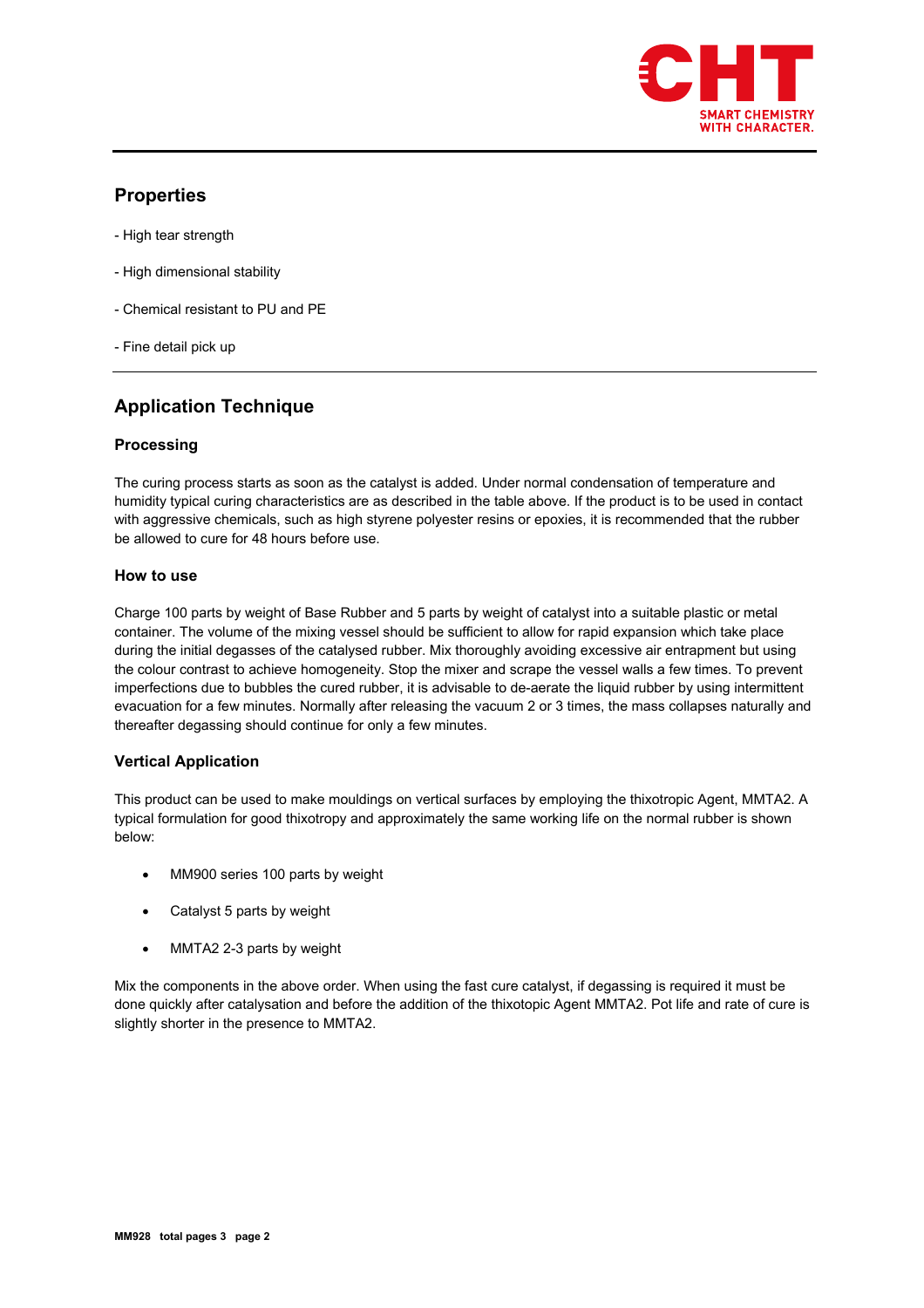## Properties

- High tear strength

- High dimensional stability

- Chemical resistant to PU and PE

- Fine detail pick up

## Application Technique

### Processing

The curing process starts as soon as the catalyst is added. Under normal condensation of temperature and humidity typical curing characteristics are as described in the table above. If the product is to be used in contact with aggressive chemicals, such as high styrene polyester resins or epoxies, it is recommended that the rubber be allowed to cure for 48 hours before use.

### How to use

Charge 100 parts by weight of Base Rubber and 5 parts by weight of catalyst into a suitable plastic or metal container. The volume of the mixing vessel should be sufficient to allow for rapid expansion which take place during the initial degasses of the catalysed rubber. Mix thoroughly avoiding excessive air entrapment but using the colour contrast to achieve homogeneity. Stop the mixer and scrape the vessel walls a few times. To prevent imperfections due to bubbles the cured rubber, it is advisable to de-aerate the liquid rubber by using intermittent evacuation for a few minutes. Normally after releasing the vacuum 2 or 3 times, the mass collapses naturally and thereafter degassing should continue for only a few minutes.

### Vertical Application

This product can be used to make mouldings on vertical surfaces by employing the thixotropic Agent, MMTA2. A typical formulation for good thixotropy and approximately the same working life on the normal rubber is shown below:

- MM900 series 100 parts by weight
- Catalyst 5 parts by weight
- MMTA2 2-3 parts by weight

Mix the components in the above order. When using the fast cure catalyst, if degassing is required it must be done quickly after catalysation and before the addition of the thixotopic Agent MMTA2. Pot life and rate of cure is slightly shorter in the presence to MMTA2.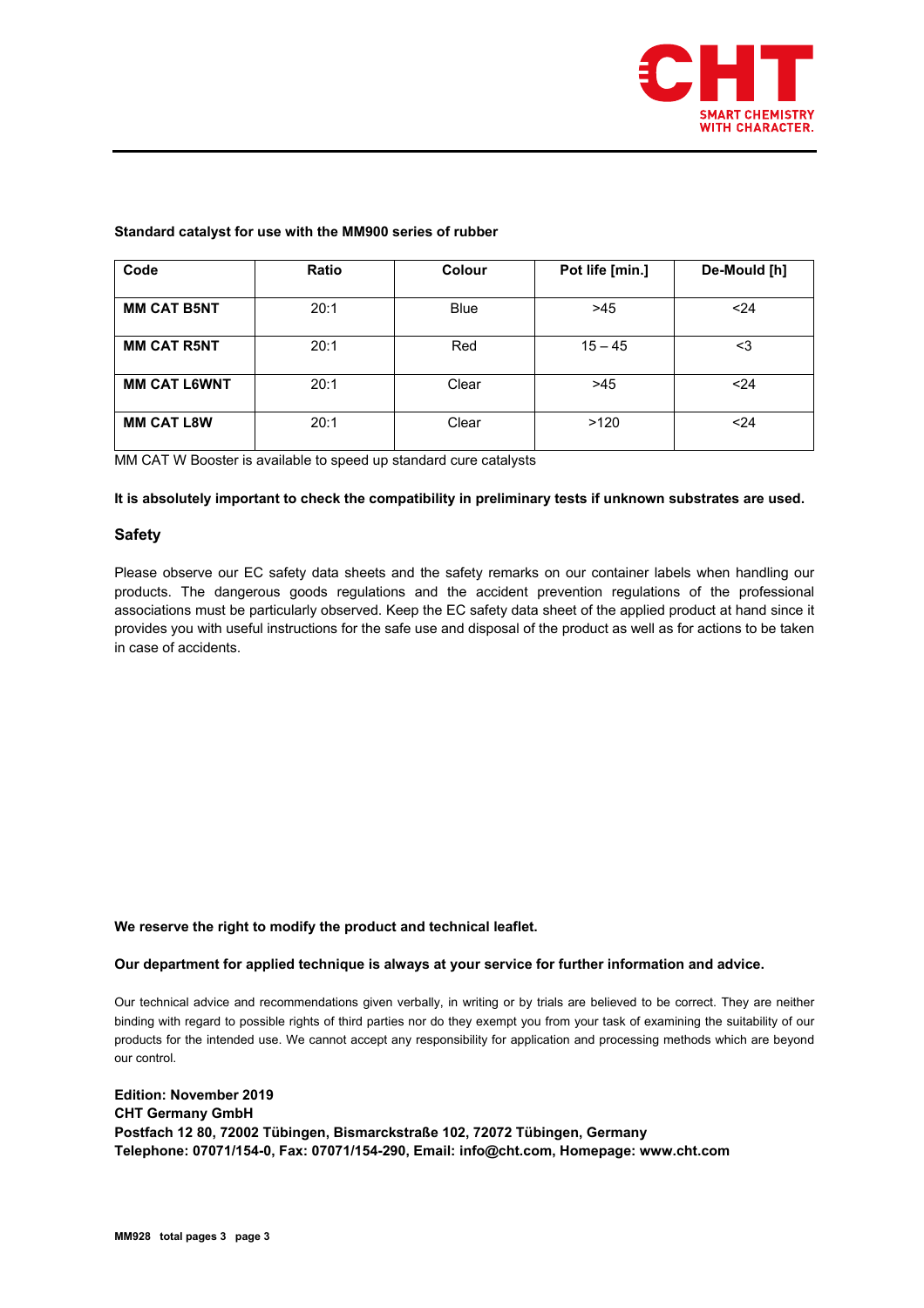**Standard catalyst for use with the MM900 series of rubber**

| Code | Ratio | Colour | Pot life [min.] | De-Mould [h] |
|---|---|---|---|---|
| **MM CAT B5NT** | 20:1 | Blue | >45 | <24 |
| **MM CAT R5NT** | 20:1 | Red | 15 – 45 | <3 |
| **MM CAT L6WNT** | 20:1 | Clear | >45 | <24 |
| **MM CAT L8W** | 20:1 | Clear | >120 | <24 |

MM CAT W Booster is available to speed up standard cure catalysts

**It is absolutely important to check the compatibility in preliminary tests if unknown substrates are used.**

## Safety

Please observe our EC safety data sheets and the safety remarks on our container labels when handling our products. The dangerous goods regulations and the accident prevention regulations of the professional associations must be particularly observed. Keep the EC safety data sheet of the applied product at hand since it provides you with useful instructions for the safe use and disposal of the product as well as for actions to be taken in case of accidents.

**We reserve the right to modify the product and technical leaflet.**

**Our department for applied technique is always at your service for further information and advice.**

Our technical advice and recommendations given verbally, in writing or by trials are believed to be correct. They are neither binding with regard to possible rights of third parties nor do they exempt you from your task of examining the suitability of our products for the intended use. We cannot accept any responsibility for application and processing methods which are beyond our control.

**Edition: November 2019**
**CHT Germany GmbH**
**Postfach 12 80, 72002 Tübingen, Bismarckstraße 102, 72072 Tübingen, Germany**
**Telephone: 07071/154-0, Fax: 07071/154-290, Email: info@cht.com, Homepage: www.cht.com**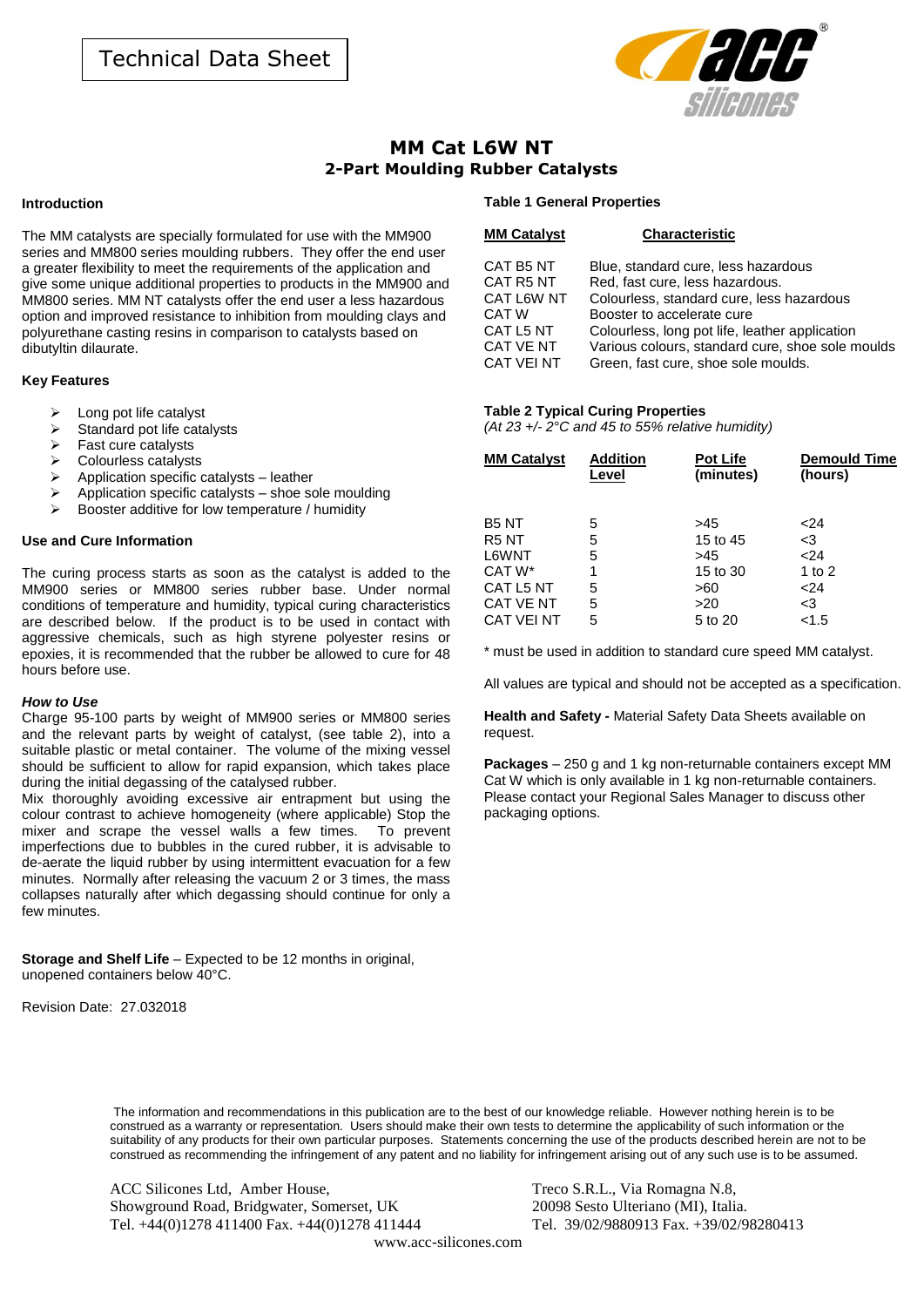Technical Data Sheet

# MM Cat L6W NT
## 2-Part Moulding Rubber Catalysts

### Introduction

The MM catalysts are specially formulated for use with the MM900 series and MM800 series moulding rubbers. They offer the end user a greater flexibility to meet the requirements of the application and give some unique additional properties to products in the MM900 and MM800 series. MM NT catalysts offer the end user a less hazardous option and improved resistance to inhibition from moulding clays and polyurethane casting resins in comparison to catalysts based on dibutyltin dilaurate.

### Key Features

- Long pot life catalyst
- Standard pot life catalysts
- Fast cure catalysts
- Colourless catalysts
- Application specific catalysts – leather
- Application specific catalysts – shoe sole moulding
- Booster additive for low temperature / humidity

### Use and Cure Information

The curing process starts as soon as the catalyst is added to the MM900 series or MM800 series rubber base. Under normal conditions of temperature and humidity, typical curing characteristics are described below. If the product is to be used in contact with aggressive chemicals, such as high styrene polyester resins or epoxies, it is recommended that the rubber be allowed to cure for 48 hours before use.

***How to Use***

Charge 95-100 parts by weight of MM900 series or MM800 series and the relevant parts by weight of catalyst, (see table 2), into a suitable plastic or metal container. The volume of the mixing vessel should be sufficient to allow for rapid expansion, which takes place during the initial degassing of the catalysed rubber.

Mix thoroughly avoiding excessive air entrapment but using the colour contrast to achieve homogeneity (where applicable) Stop the mixer and scrape the vessel walls a few times. To prevent imperfections due to bubbles in the cured rubber, it is advisable to de-aerate the liquid rubber by using intermittent evacuation for a few minutes. Normally after releasing the vacuum 2 or 3 times, the mass collapses naturally after which degassing should continue for only a few minutes.

**Storage and Shelf Life** – Expected to be 12 months in original, unopened containers below 40°C.

Revision Date: 27.032018

### Table 1 General Properties

| MM Catalyst | Characteristic |
|---|---|
| CAT B5 NT | Blue, standard cure, less hazardous |
| CAT R5 NT | Red, fast cure, less hazardous. |
| CAT L6W NT | Colourless, standard cure, less hazardous |
| CAT W | Booster to accelerate cure |
| CAT L5 NT | Colourless, long pot life, leather application |
| CAT VE NT | Various colours, standard cure, shoe sole moulds |
| CAT VEI NT | Green, fast cure, shoe sole moulds. |

### Table 2 Typical Curing Properties

*(At 23 +/- 2°C and 45 to 55% relative humidity)*

| MM Catalyst | Addition Level | Pot Life (minutes) | Demould Time (hours) |
|---|---|---|---|
| B5 NT | 5 | >45 | <24 |
| R5 NT | 5 | 15 to 45 | <3 |
| L6WNT | 5 | >45 | <24 |
| CAT W* | 1 | 15 to 30 | 1 to 2 |
| CAT L5 NT | 5 | >60 | <24 |
| CAT VE NT | 5 | >20 | <3 |
| CAT VEI NT | 5 | 5 to 20 | <1.5 |

\* must be used in addition to standard cure speed MM catalyst.

All values are typical and should not be accepted as a specification.

**Health and Safety -** Material Safety Data Sheets available on request.

**Packages** – 250 g and 1 kg non-returnable containers except MM Cat W which is only available in 1 kg non-returnable containers. Please contact your Regional Sales Manager to discuss other packaging options.

The information and recommendations in this publication are to the best of our knowledge reliable. However nothing herein is to be construed as a warranty or representation. Users should make their own tests to determine the applicability of such information or the suitability of any products for their own particular purposes. Statements concerning the use of the products described herein are not to be construed as recommending the infringement of any patent and no liability for infringement arising out of any such use is to be assumed.

ACC Silicones Ltd, Amber House,
Showground Road, Bridgwater, Somerset, UK
Tel. +44(0)1278 411400 Fax. +44(0)1278 411444

Treco S.R.L., Via Romagna N.8,
20098 Sesto Ulteriano (MI), Italia.
Tel. 39/02/9880913 Fax. +39/02/98280413

www.acc-silicones.com